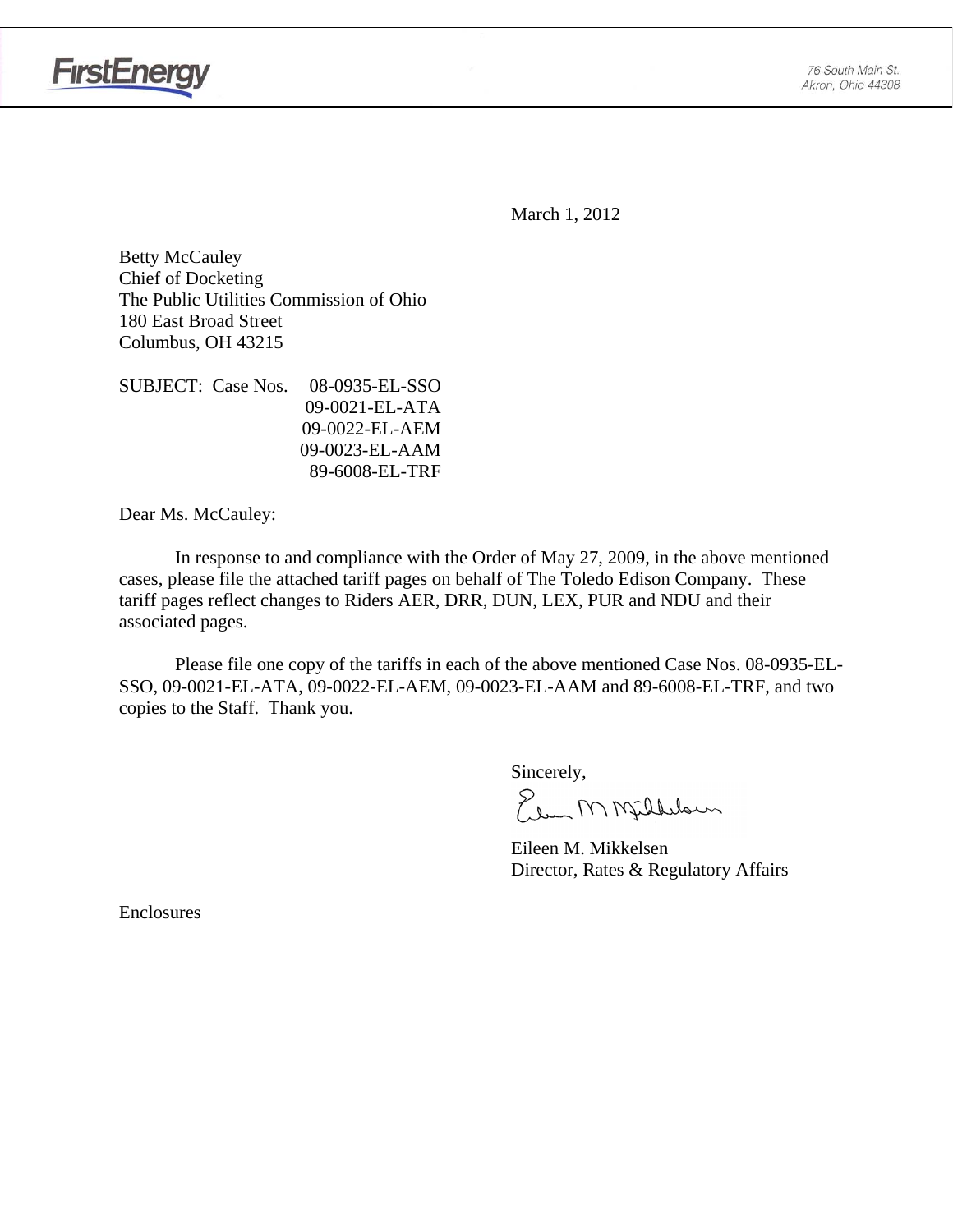FirstEnergy

76 South Main St.
Akron, Ohio 44308

March 1, 2012

Betty McCauley
Chief of Docketing
The Public Utilities Commission of Ohio
180 East Broad Street
Columbus, OH 43215

SUBJECT: Case Nos. 08-0935-EL-SSO
09-0021-EL-ATA
09-0022-EL-AEM
09-0023-EL-AAM
89-6008-EL-TRF

Dear Ms. McCauley:

In response to and compliance with the Order of May 27, 2009, in the above mentioned cases, please file the attached tariff pages on behalf of The Toledo Edison Company. These tariff pages reflect changes to Riders AER, DRR, DUN, LEX, PUR and NDU and their associated pages.

Please file one copy of the tariffs in each of the above mentioned Case Nos. 08-0935-EL-SSO, 09-0021-EL-ATA, 09-0022-EL-AEM, 09-0023-EL-AAM and 89-6008-EL-TRF, and two copies to the Staff. Thank you.

Sincerely,

Eileen M. Mikkelsen
Director, Rates & Regulatory Affairs

Enclosures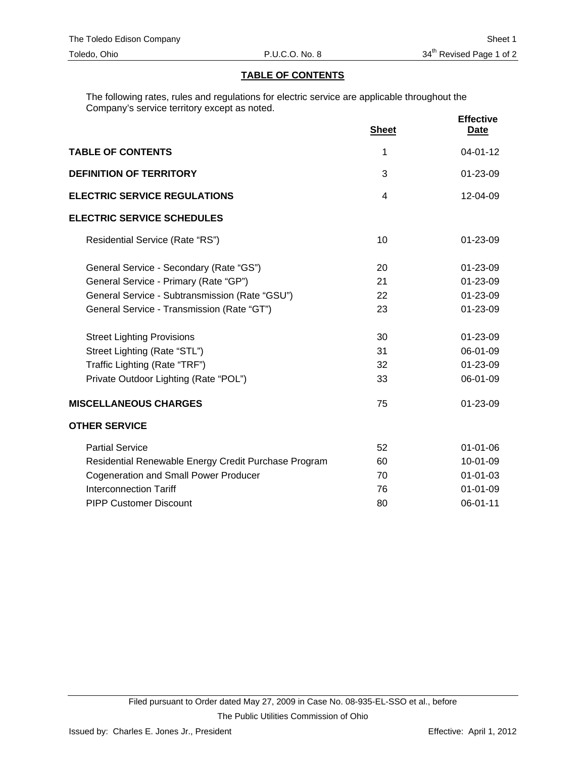## TABLE OF CONTENTS

The following rates, rules and regulations for electric service are applicable throughout the Company's service territory except as noted.

| | Sheet | Effective Date |
|---|---|---|
| **TABLE OF CONTENTS** | 1 | 04-01-12 |
| **DEFINITION OF TERRITORY** | 3 | 01-23-09 |
| **ELECTRIC SERVICE REGULATIONS** | 4 | 12-04-09 |
| **ELECTRIC SERVICE SCHEDULES** | | |
| Residential Service (Rate "RS") | 10 | 01-23-09 |
| General Service - Secondary (Rate "GS") | 20 | 01-23-09 |
| General Service - Primary (Rate "GP") | 21 | 01-23-09 |
| General Service - Subtransmission (Rate "GSU") | 22 | 01-23-09 |
| General Service - Transmission (Rate "GT") | 23 | 01-23-09 |
| Street Lighting Provisions | 30 | 01-23-09 |
| Street Lighting (Rate "STL") | 31 | 06-01-09 |
| Traffic Lighting (Rate "TRF") | 32 | 01-23-09 |
| Private Outdoor Lighting (Rate "POL") | 33 | 06-01-09 |
| **MISCELLANEOUS CHARGES** | 75 | 01-23-09 |
| **OTHER SERVICE** | | |
| Partial Service | 52 | 01-01-06 |
| Residential Renewable Energy Credit Purchase Program | 60 | 10-01-09 |
| Cogeneration and Small Power Producer | 70 | 01-01-03 |
| Interconnection Tariff | 76 | 01-01-09 |
| PIPP Customer Discount | 80 | 06-01-11 |

Filed pursuant to Order dated May 27, 2009 in Case No. 08-935-EL-SSO et al., before The Public Utilities Commission of Ohio

Issued by: Charles E. Jones Jr., President

Effective: April 1, 2012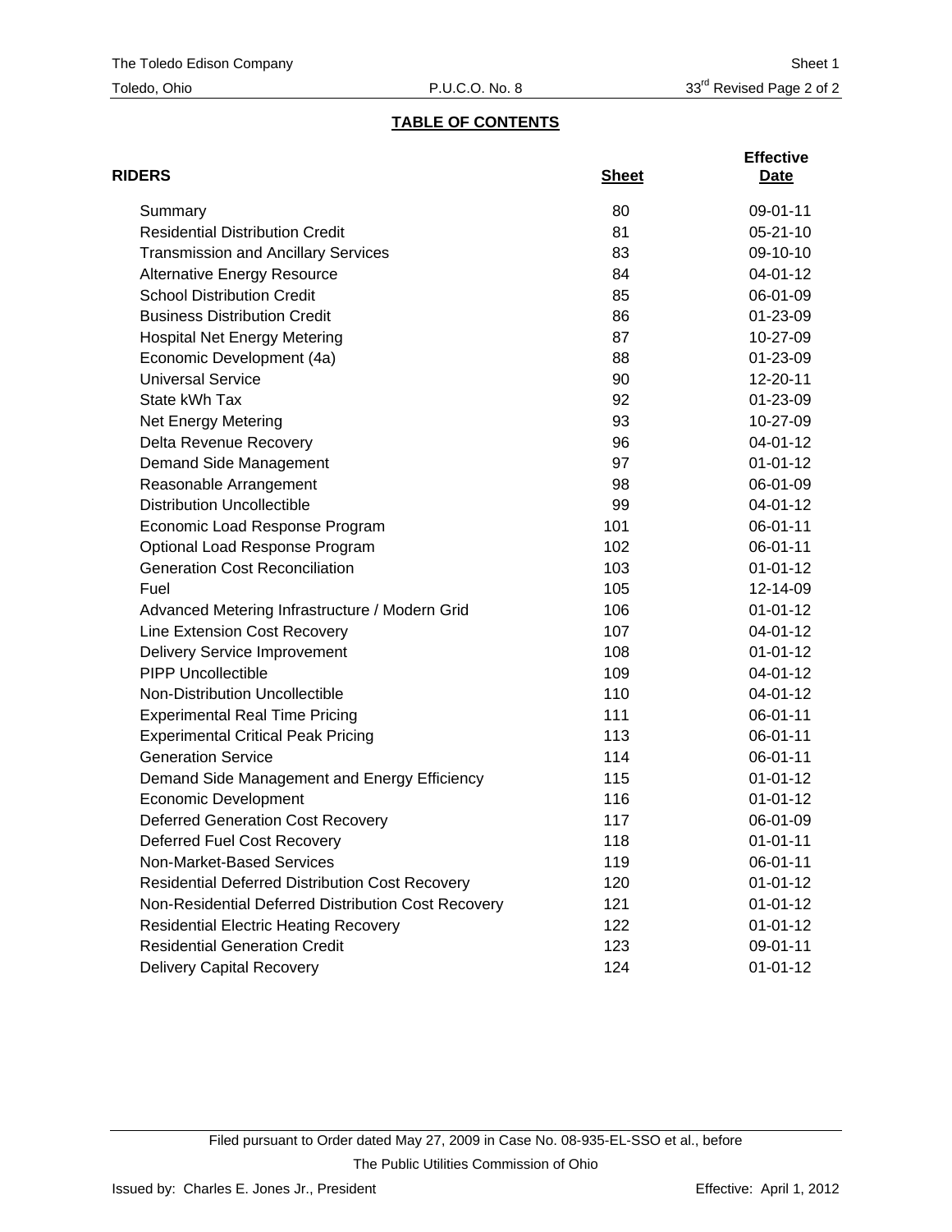## TABLE OF CONTENTS

| RIDERS | Sheet | Effective Date |
|---|---|---|
| Summary | 80 | 09-01-11 |
| Residential Distribution Credit | 81 | 05-21-10 |
| Transmission and Ancillary Services | 83 | 09-10-10 |
| Alternative Energy Resource | 84 | 04-01-12 |
| School Distribution Credit | 85 | 06-01-09 |
| Business Distribution Credit | 86 | 01-23-09 |
| Hospital Net Energy Metering | 87 | 10-27-09 |
| Economic Development (4a) | 88 | 01-23-09 |
| Universal Service | 90 | 12-20-11 |
| State kWh Tax | 92 | 01-23-09 |
| Net Energy Metering | 93 | 10-27-09 |
| Delta Revenue Recovery | 96 | 04-01-12 |
| Demand Side Management | 97 | 01-01-12 |
| Reasonable Arrangement | 98 | 06-01-09 |
| Distribution Uncollectible | 99 | 04-01-12 |
| Economic Load Response Program | 101 | 06-01-11 |
| Optional Load Response Program | 102 | 06-01-11 |
| Generation Cost Reconciliation | 103 | 01-01-12 |
| Fuel | 105 | 12-14-09 |
| Advanced Metering Infrastructure / Modern Grid | 106 | 01-01-12 |
| Line Extension Cost Recovery | 107 | 04-01-12 |
| Delivery Service Improvement | 108 | 01-01-12 |
| PIPP Uncollectible | 109 | 04-01-12 |
| Non-Distribution Uncollectible | 110 | 04-01-12 |
| Experimental Real Time Pricing | 111 | 06-01-11 |
| Experimental Critical Peak Pricing | 113 | 06-01-11 |
| Generation Service | 114 | 06-01-11 |
| Demand Side Management and Energy Efficiency | 115 | 01-01-12 |
| Economic Development | 116 | 01-01-12 |
| Deferred Generation Cost Recovery | 117 | 06-01-09 |
| Deferred Fuel Cost Recovery | 118 | 01-01-11 |
| Non-Market-Based Services | 119 | 06-01-11 |
| Residential Deferred Distribution Cost Recovery | 120 | 01-01-12 |
| Non-Residential Deferred Distribution Cost Recovery | 121 | 01-01-12 |
| Residential Electric Heating Recovery | 122 | 01-01-12 |
| Residential Generation Credit | 123 | 09-01-11 |
| Delivery Capital Recovery | 124 | 01-01-12 |

Filed pursuant to Order dated May 27, 2009 in Case No. 08-935-EL-SSO et al., before The Public Utilities Commission of Ohio

Issued by: Charles E. Jones Jr., President

Effective: April 1, 2012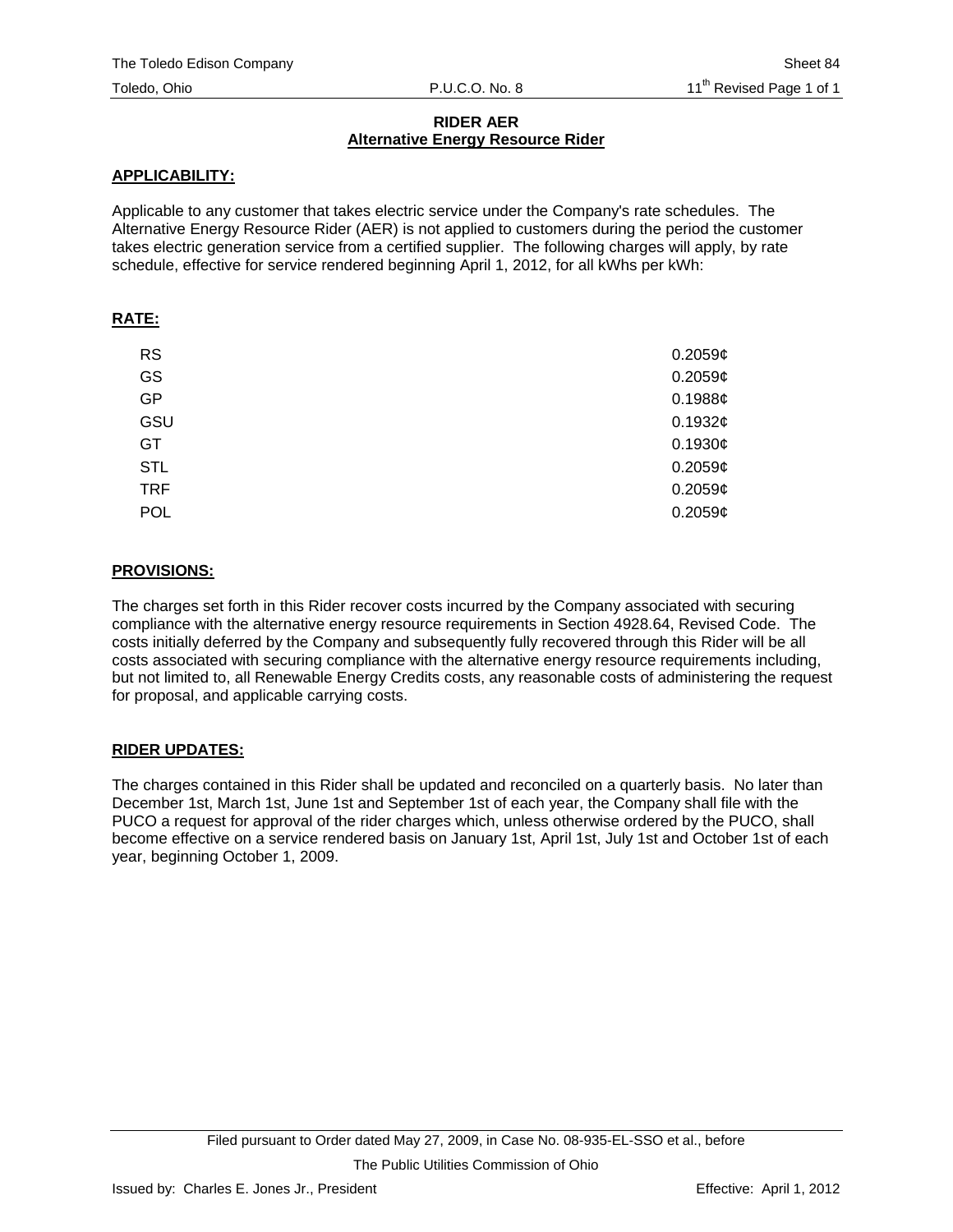The Toledo Edison Company | Sheet 84
Toledo, Ohio | P.U.C.O. No. 8 | 11th Revised Page 1 of 1

**RIDER AER**
**Alternative Energy Resource Rider**

## APPLICABILITY:

Applicable to any customer that takes electric service under the Company's rate schedules. The Alternative Energy Resource Rider (AER) is not applied to customers during the period the customer takes electric generation service from a certified supplier. The following charges will apply, by rate schedule, effective for service rendered beginning April 1, 2012, for all kWhs per kWh:

## RATE:

| | |
|---|---|
| RS | 0.2059¢ |
| GS | 0.2059¢ |
| GP | 0.1988¢ |
| GSU | 0.1932¢ |
| GT | 0.1930¢ |
| STL | 0.2059¢ |
| TRF | 0.2059¢ |
| POL | 0.2059¢ |

## PROVISIONS:

The charges set forth in this Rider recover costs incurred by the Company associated with securing compliance with the alternative energy resource requirements in Section 4928.64, Revised Code. The costs initially deferred by the Company and subsequently fully recovered through this Rider will be all costs associated with securing compliance with the alternative energy resource requirements including, but not limited to, all Renewable Energy Credits costs, any reasonable costs of administering the request for proposal, and applicable carrying costs.

## RIDER UPDATES:

The charges contained in this Rider shall be updated and reconciled on a quarterly basis. No later than December 1st, March 1st, June 1st and September 1st of each year, the Company shall file with the PUCO a request for approval of the rider charges which, unless otherwise ordered by the PUCO, shall become effective on a service rendered basis on January 1st, April 1st, July 1st and October 1st of each year, beginning October 1, 2009.

Filed pursuant to Order dated May 27, 2009, in Case No. 08-935-EL-SSO et al., before The Public Utilities Commission of Ohio

Issued by: Charles E. Jones Jr., President | Effective: April 1, 2012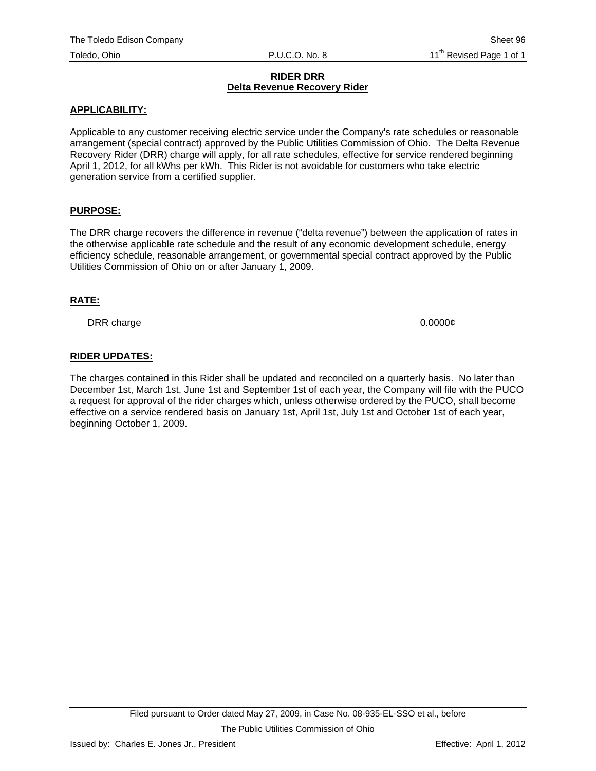# RIDER DRR

## Delta Revenue Recovery Rider

### APPLICABILITY:

Applicable to any customer receiving electric service under the Company's rate schedules or reasonable arrangement (special contract) approved by the Public Utilities Commission of Ohio. The Delta Revenue Recovery Rider (DRR) charge will apply, for all rate schedules, effective for service rendered beginning April 1, 2012, for all kWhs per kWh. This Rider is not avoidable for customers who take electric generation service from a certified supplier.

### PURPOSE:

The DRR charge recovers the difference in revenue ("delta revenue") between the application of rates in the otherwise applicable rate schedule and the result of any economic development schedule, energy efficiency schedule, reasonable arrangement, or governmental special contract approved by the Public Utilities Commission of Ohio on or after January 1, 2009.

### RATE:

| | |
|---|---|
| DRR charge | 0.0000¢ |

### RIDER UPDATES:

The charges contained in this Rider shall be updated and reconciled on a quarterly basis. No later than December 1st, March 1st, June 1st and September 1st of each year, the Company will file with the PUCO a request for approval of the rider charges which, unless otherwise ordered by the PUCO, shall become effective on a service rendered basis on January 1st, April 1st, July 1st and October 1st of each year, beginning October 1, 2009.

Filed pursuant to Order dated May 27, 2009, in Case No. 08-935-EL-SSO et al., before The Public Utilities Commission of Ohio

Issued by: Charles E. Jones Jr., President

Effective: April 1, 2012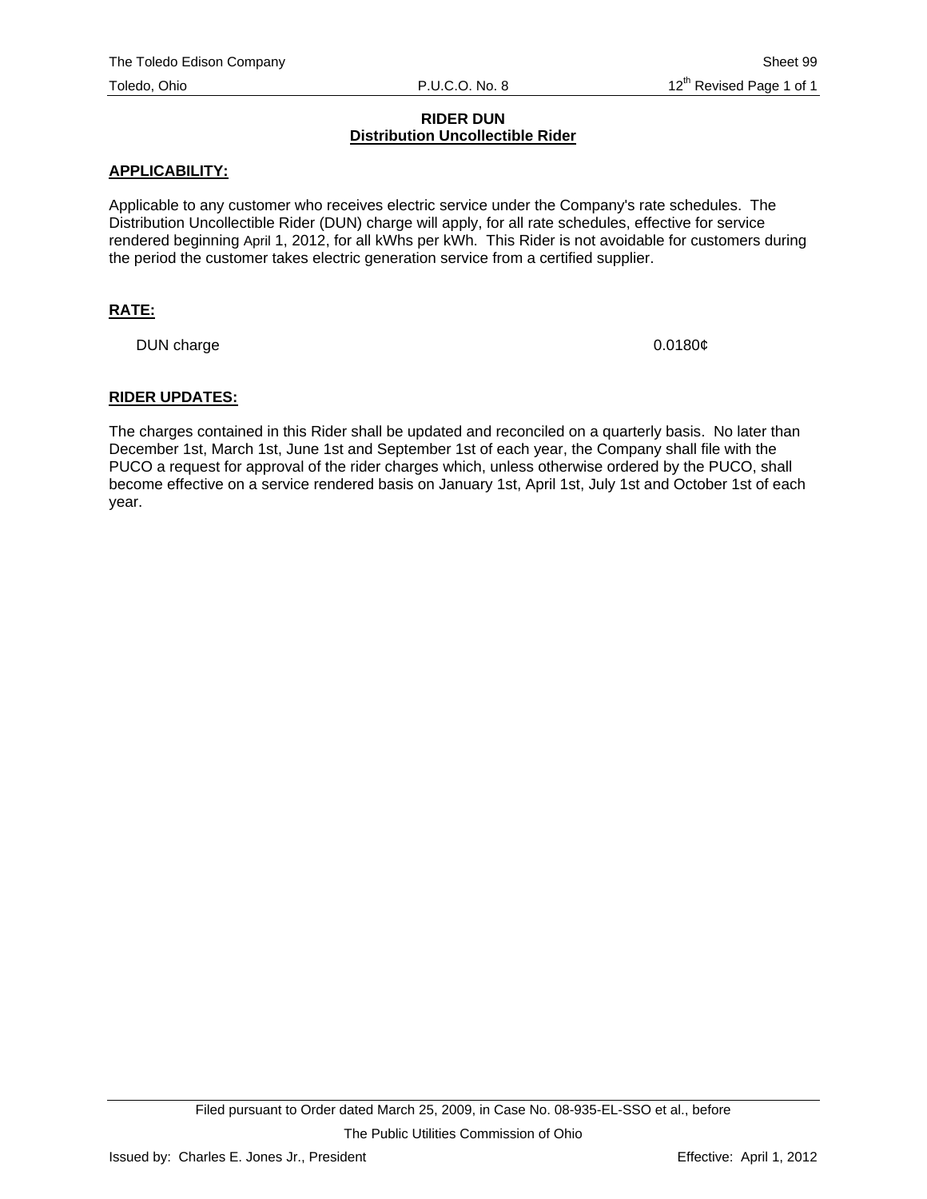# RIDER DUN
## Distribution Uncollectible Rider

**APPLICABILITY:**

Applicable to any customer who receives electric service under the Company's rate schedules. The Distribution Uncollectible Rider (DUN) charge will apply, for all rate schedules, effective for service rendered beginning April 1, 2012, for all kWhs per kWh. This Rider is not avoidable for customers during the period the customer takes electric generation service from a certified supplier.

**RATE:**

| | |
|---|---|
| DUN charge | 0.0180¢ |

**RIDER UPDATES:**

The charges contained in this Rider shall be updated and reconciled on a quarterly basis. No later than December 1st, March 1st, June 1st and September 1st of each year, the Company shall file with the PUCO a request for approval of the rider charges which, unless otherwise ordered by the PUCO, shall become effective on a service rendered basis on January 1st, April 1st, July 1st and October 1st of each year.

Filed pursuant to Order dated March 25, 2009, in Case No. 08-935-EL-SSO et al., before The Public Utilities Commission of Ohio

Issued by: Charles E. Jones Jr., President

Effective: April 1, 2012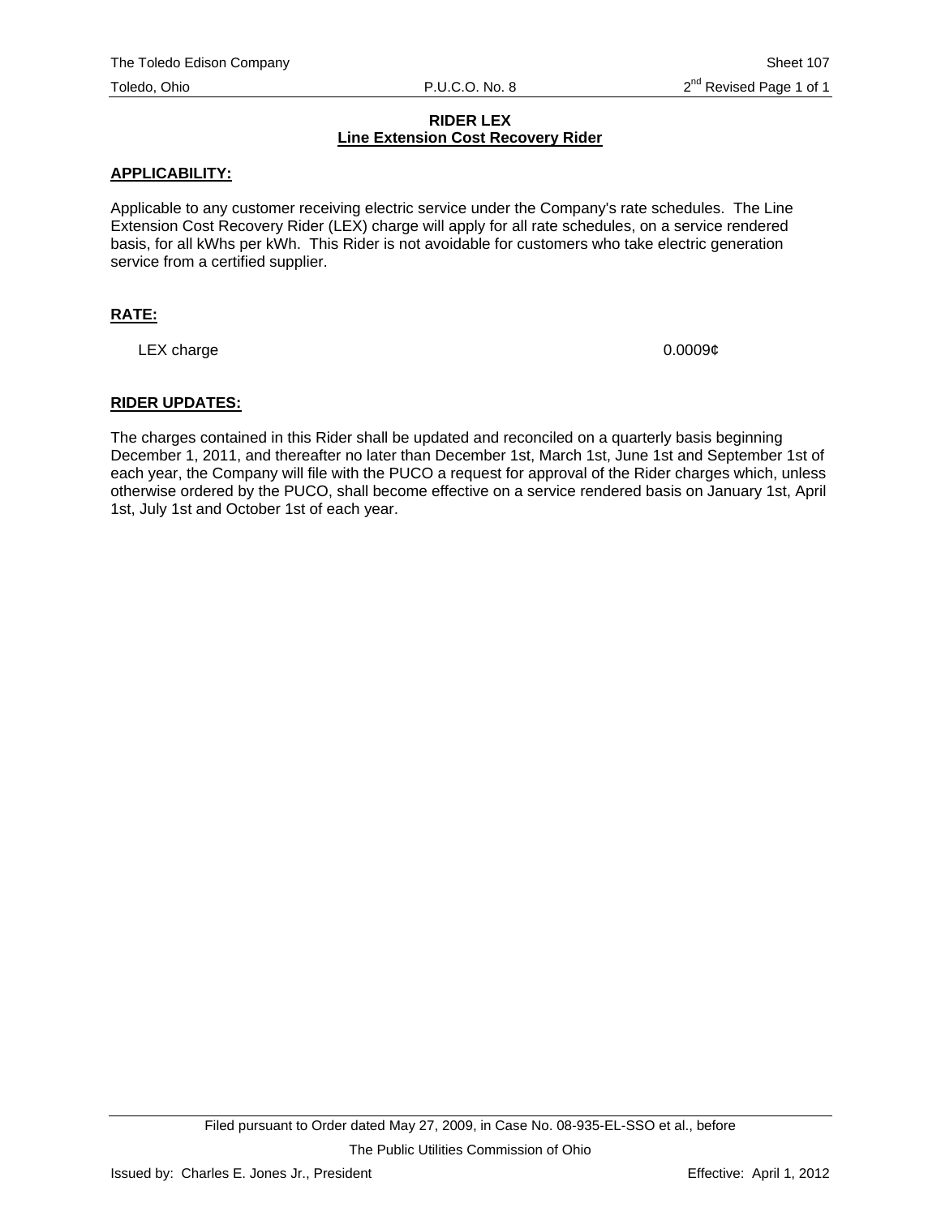## RIDER LEX
### Line Extension Cost Recovery Rider

**APPLICABILITY:**

Applicable to any customer receiving electric service under the Company's rate schedules. The Line Extension Cost Recovery Rider (LEX) charge will apply for all rate schedules, on a service rendered basis, for all kWhs per kWh. This Rider is not avoidable for customers who take electric generation service from a certified supplier.

**RATE:**

| | |
|---|---|
| LEX charge | 0.0009¢ |

**RIDER UPDATES:**

The charges contained in this Rider shall be updated and reconciled on a quarterly basis beginning December 1, 2011, and thereafter no later than December 1st, March 1st, June 1st and September 1st of each year, the Company will file with the PUCO a request for approval of the Rider charges which, unless otherwise ordered by the PUCO, shall become effective on a service rendered basis on January 1st, April 1st, July 1st and October 1st of each year.

Filed pursuant to Order dated May 27, 2009, in Case No. 08-935-EL-SSO et al., before The Public Utilities Commission of Ohio

Issued by: Charles E. Jones Jr., President

Effective: April 1, 2012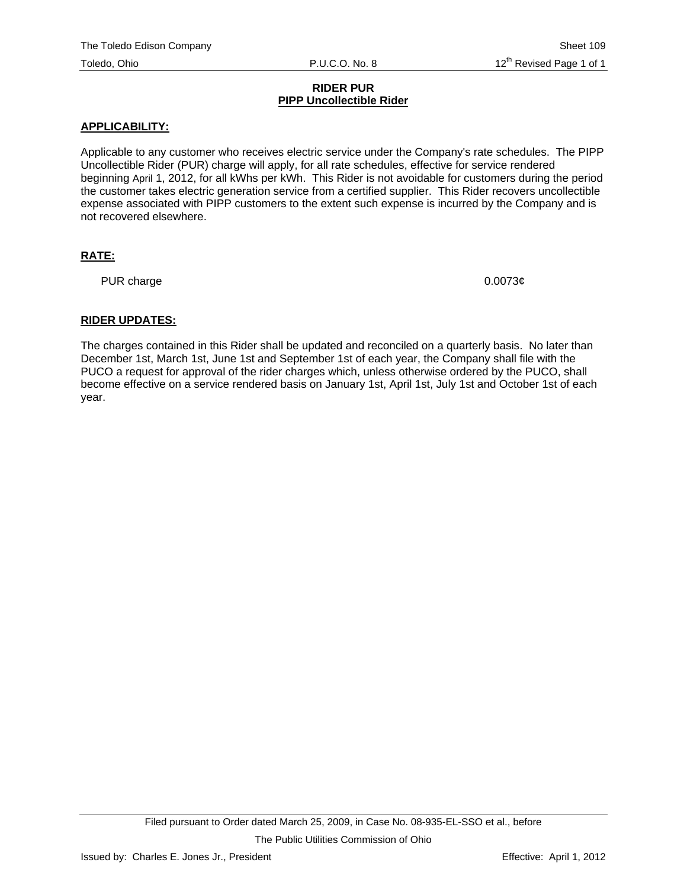The Toledo Edison Company — Sheet 109

Toledo, Ohio — P.U.C.O. No. 8 — 12th Revised Page 1 of 1

## RIDER PUR
## PIPP Uncollectible Rider

**APPLICABILITY:**

Applicable to any customer who receives electric service under the Company's rate schedules. The PIPP Uncollectible Rider (PUR) charge will apply, for all rate schedules, effective for service rendered beginning April 1, 2012, for all kWhs per kWh. This Rider is not avoidable for customers during the period the customer takes electric generation service from a certified supplier. This Rider recovers uncollectible expense associated with PIPP customers to the extent such expense is incurred by the Company and is not recovered elsewhere.

**RATE:**

| | |
|---|---|
| PUR charge | 0.0073¢ |

**RIDER UPDATES:**

The charges contained in this Rider shall be updated and reconciled on a quarterly basis. No later than December 1st, March 1st, June 1st and September 1st of each year, the Company shall file with the PUCO a request for approval of the rider charges which, unless otherwise ordered by the PUCO, shall become effective on a service rendered basis on January 1st, April 1st, July 1st and October 1st of each year.

Filed pursuant to Order dated March 25, 2009, in Case No. 08-935-EL-SSO et al., before

The Public Utilities Commission of Ohio

Issued by: Charles E. Jones Jr., President — Effective: April 1, 2012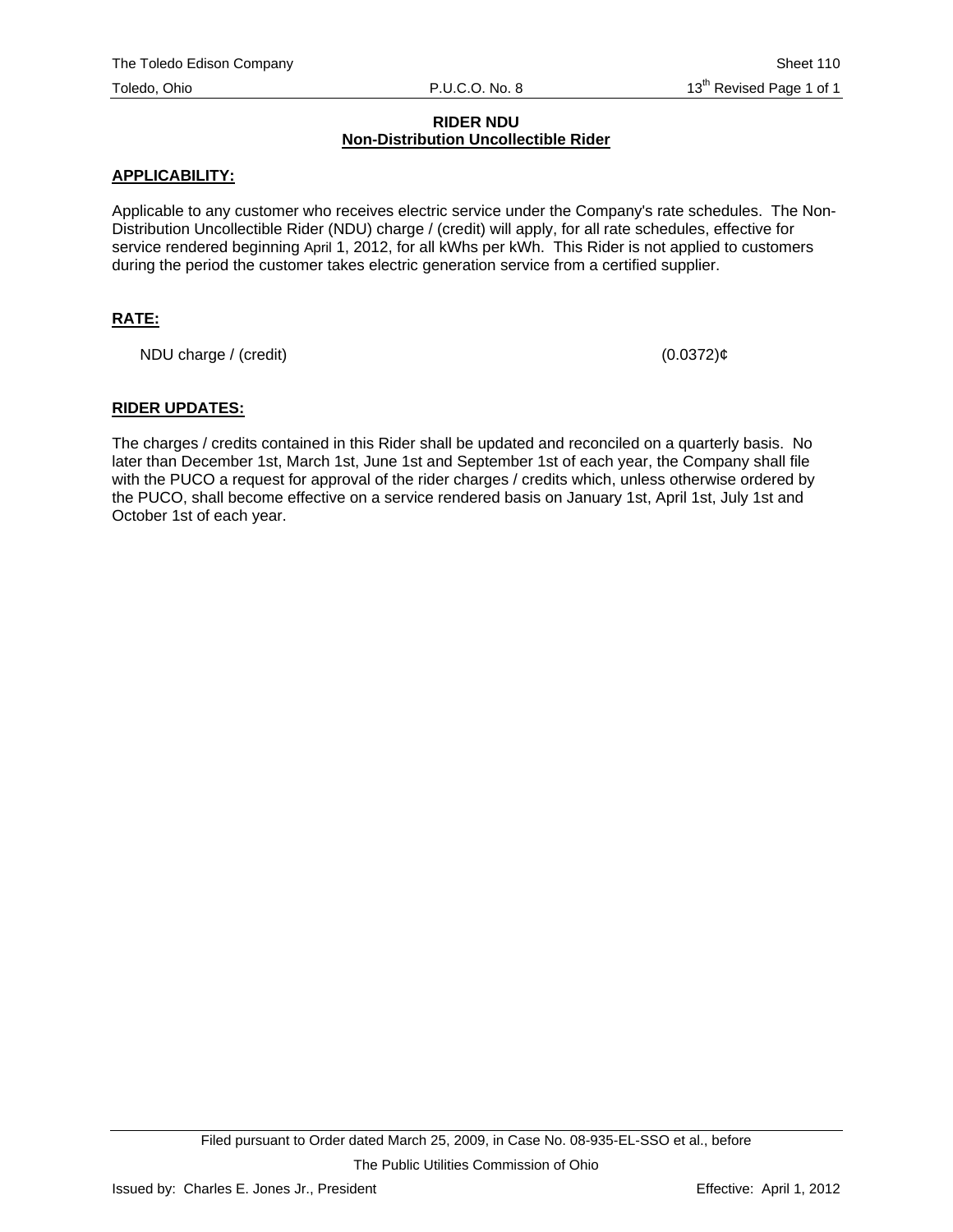**RIDER NDU**
**Non-Distribution Uncollectible Rider**

**APPLICABILITY:**

Applicable to any customer who receives electric service under the Company's rate schedules. The Non-Distribution Uncollectible Rider (NDU) charge / (credit) will apply, for all rate schedules, effective for service rendered beginning April 1, 2012, for all kWhs per kWh. This Rider is not applied to customers during the period the customer takes electric generation service from a certified supplier.

**RATE:**

NDU charge / (credit) (0.0372)¢

**RIDER UPDATES:**

The charges / credits contained in this Rider shall be updated and reconciled on a quarterly basis. No later than December 1st, March 1st, June 1st and September 1st of each year, the Company shall file with the PUCO a request for approval of the rider charges / credits which, unless otherwise ordered by the PUCO, shall become effective on a service rendered basis on January 1st, April 1st, July 1st and October 1st of each year.

Filed pursuant to Order dated March 25, 2009, in Case No. 08-935-EL-SSO et al., before The Public Utilities Commission of Ohio

Issued by: Charles E. Jones Jr., President

Effective: April 1, 2012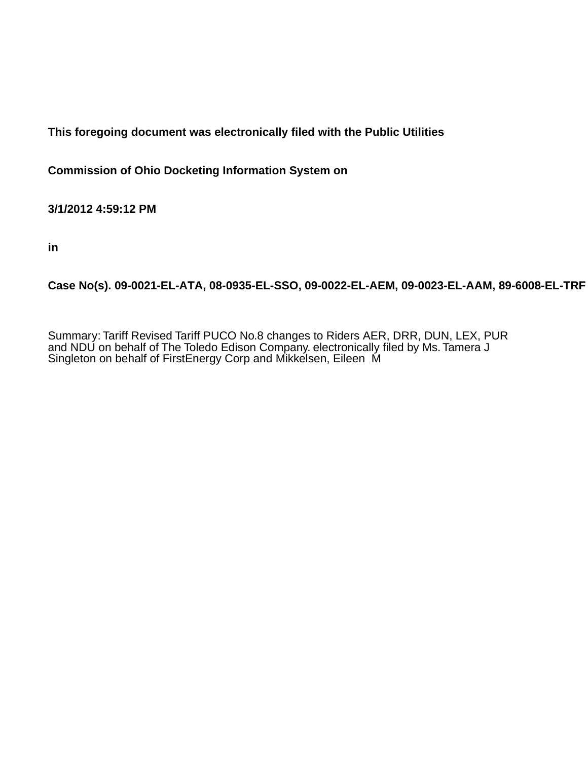**This foregoing document was electronically filed with the Public Utilities**

**Commission of Ohio Docketing Information System on**

**3/1/2012 4:59:12 PM**

**in**

**Case No(s). 09-0021-EL-ATA, 08-0935-EL-SSO, 09-0022-EL-AEM, 09-0023-EL-AAM, 89-6008-EL-TRF**

Summary: Tariff Revised Tariff PUCO No.8 changes to Riders AER, DRR, DUN, LEX, PUR and NDU on behalf of The Toledo Edison Company. electronically filed by Ms. Tamera J Singleton on behalf of FirstEnergy Corp and Mikkelsen, Eileen M